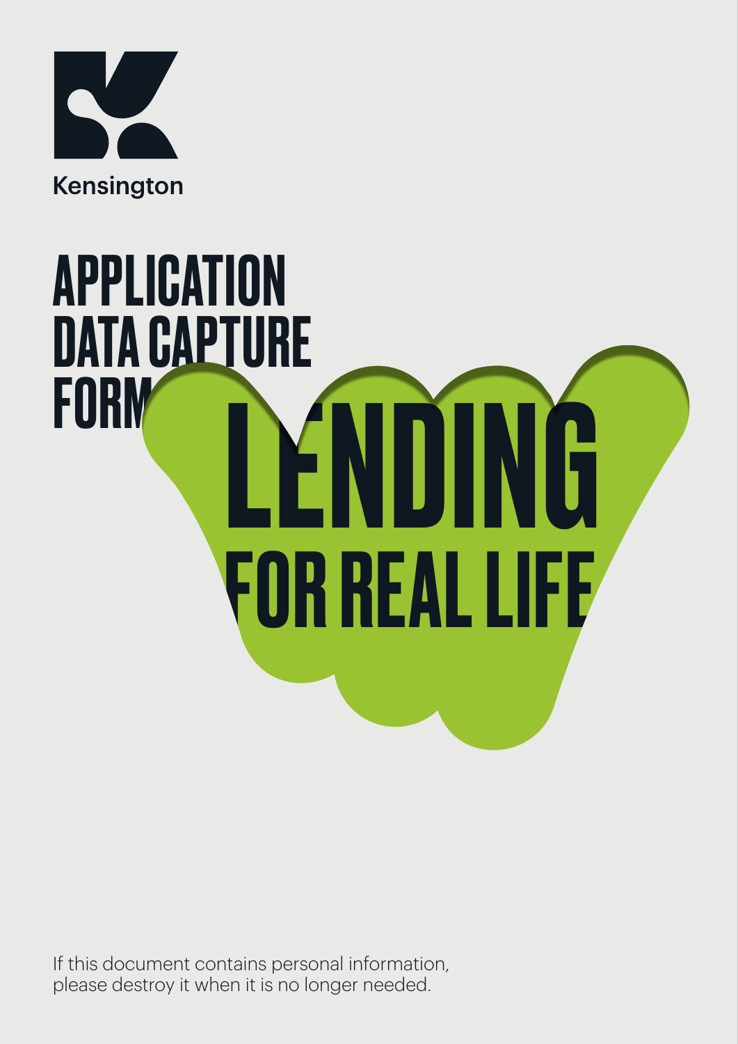Kensington

# APPLICATION DATA CAPTURE FORM

# LENDING FOR REAL LIFE

If this document contains personal information, please destroy it when it is no longer needed.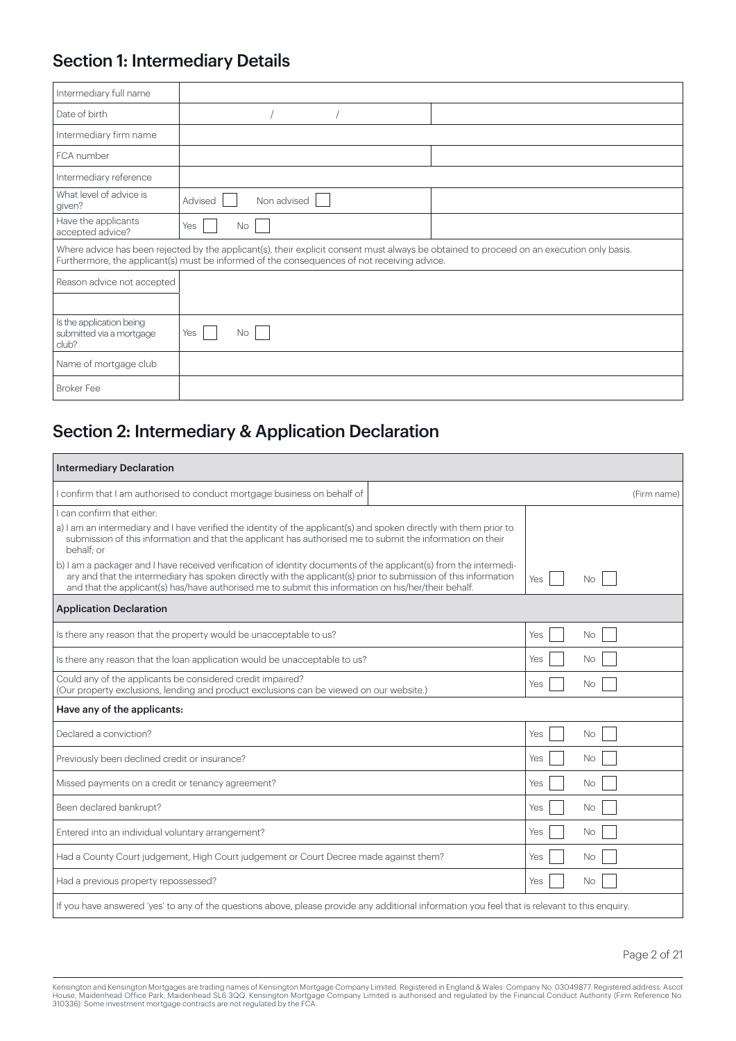## Section 1: Intermediary Details

| | | |
|---|---|---|
| Intermediary full name | | |
| Date of birth | / / | |
| Intermediary firm name | | |
| FCA number | | |
| Intermediary reference | | |
| What level of advice is given? | Advised ☐ Non advised ☐ | |
| Have the applicants accepted advice? | Yes ☐ No ☐ | |
| Where advice has been rejected by the applicant(s), their explicit consent must always be obtained to proceed on an execution only basis. Furthermore, the applicant(s) must be informed of the consequences of not receiving advice. | | |
| Reason advice not accepted | | |
| | | |
| Is the application being submitted via a mortgage club? | Yes ☐ No ☐ | |
| Name of mortgage club | | |
| Broker Fee | | |

## Section 2: Intermediary & Application Declaration

| **Intermediary Declaration** | |
|---|---|
| I confirm that I am authorised to conduct mortgage business on behalf of ______ (Firm name) | |
| I can confirm that either:<br>a) I am an intermediary and I have verified the identity of the applicant(s) and spoken directly with them prior to submission of this information and that the applicant has authorised me to submit the information on their behalf; or<br>b) I am a packager and I have received verification of identity documents of the applicant(s) from the intermediary and that the intermediary has spoken directly with the applicant(s) prior to submission of this information and that the applicant(s) has/have authorised me to submit this information on his/her/their behalf. | Yes ☐ No ☐ |
| **Application Declaration** | |
| Is there any reason that the property would be unacceptable to us? | Yes ☐ No ☐ |
| Is there any reason that the loan application would be unacceptable to us? | Yes ☐ No ☐ |
| Could any of the applicants be considered credit impaired?<br>(Our property exclusions, lending and product exclusions can be viewed on our website.) | Yes ☐ No ☐ |
| **Have any of the applicants:** | |
| Declared a conviction? | Yes ☐ No ☐ |
| Previously been declined credit or insurance? | Yes ☐ No ☐ |
| Missed payments on a credit or tenancy agreement? | Yes ☐ No ☐ |
| Been declared bankrupt? | Yes ☐ No ☐ |
| Entered into an individual voluntary arrangement? | Yes ☐ No ☐ |
| Had a County Court judgement, High Court judgement or Court Decree made against them? | Yes ☐ No ☐ |
| Had a previous property repossessed? | Yes ☐ No ☐ |
| If you have answered 'yes' to any of the questions above, please provide any additional information you feel that is relevant to this enquiry. | |

Kensington and Kensington Mortgages are trading names of Kensington Mortgage Company Limited. Registered in England & Wales: Company No. 03049877. Registered address: Ascot House, Maidenhead Office Park, Maidenhead SL6 3QQ. Kensington Mortgage Company Limited is authorised and regulated by the Financial Conduct Authority (Firm Reference No. 310336). Some investment mortgage contracts are not regulated by the FCA.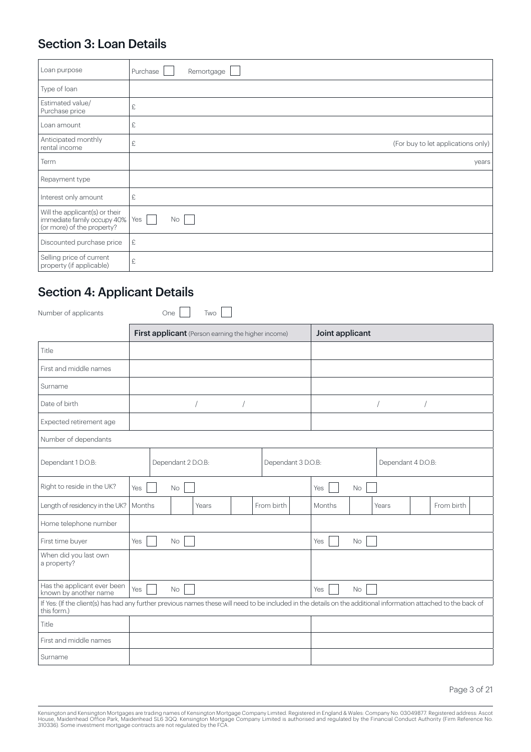## Section 3: Loan Details

| | |
|---|---|
| Loan purpose | Purchase ☐ Remortgage ☐ |
| Type of loan | |
| Estimated value/ Purchase price | £ |
| Loan amount | £ |
| Anticipated monthly rental income | £ (For buy to let applications only) |
| Term | years |
| Repayment type | |
| Interest only amount | £ |
| Will the applicant(s) or their immediate family occupy 40% (or more) of the property? | Yes ☐ No ☐ |
| Discounted purchase price | £ |
| Selling price of current property (if applicable) | £ |

## Section 4: Applicant Details

Number of applicants One ☐ Two ☐

| | **First applicant** (Person earning the higher income) | **Joint applicant** |
|---|---|---|
| Title | | |
| First and middle names | | |
| Surname | | |
| Date of birth | / / | / / |
| Expected retirement age | | |
| Number of dependants | | |
| Dependant 1 D.O.B: | Dependant 2 D.O.B: Dependant 3 D.O.B: | Dependant 4 D.O.B: |
| Right to reside in the UK? | Yes ☐ No ☐ | Yes ☐ No ☐ |
| Length of residency in the UK? | Months ☐ Years ☐ From birth ☐ | Months ☐ Years ☐ From birth ☐ |
| Home telephone number | | |
| First time buyer | Yes ☐ No ☐ | Yes ☐ No ☐ |
| When did you last own a property? | | |
| Has the applicant ever been known by another name | Yes ☐ No ☐ | Yes ☐ No ☐ |

If Yes: (If the client(s) has had any further previous names these will need to be included in the details on the additional information attached to the back of this form.)

| | | |
|---|---|---|
| Title | | |
| First and middle names | | |
| Surname | | |

Kensington and Kensington Mortgages are trading names of Kensington Mortgage Company Limited. Registered in England & Wales: Company No. 03049877. Registered address: Ascot House, Maidenhead Office Park, Maidenhead SL6 3QQ. Kensington Mortgage Company Limited is authorised and regulated by the Financial Conduct Authority (Firm Reference No. 310336). Some investment mortgage contracts are not regulated by the FCA.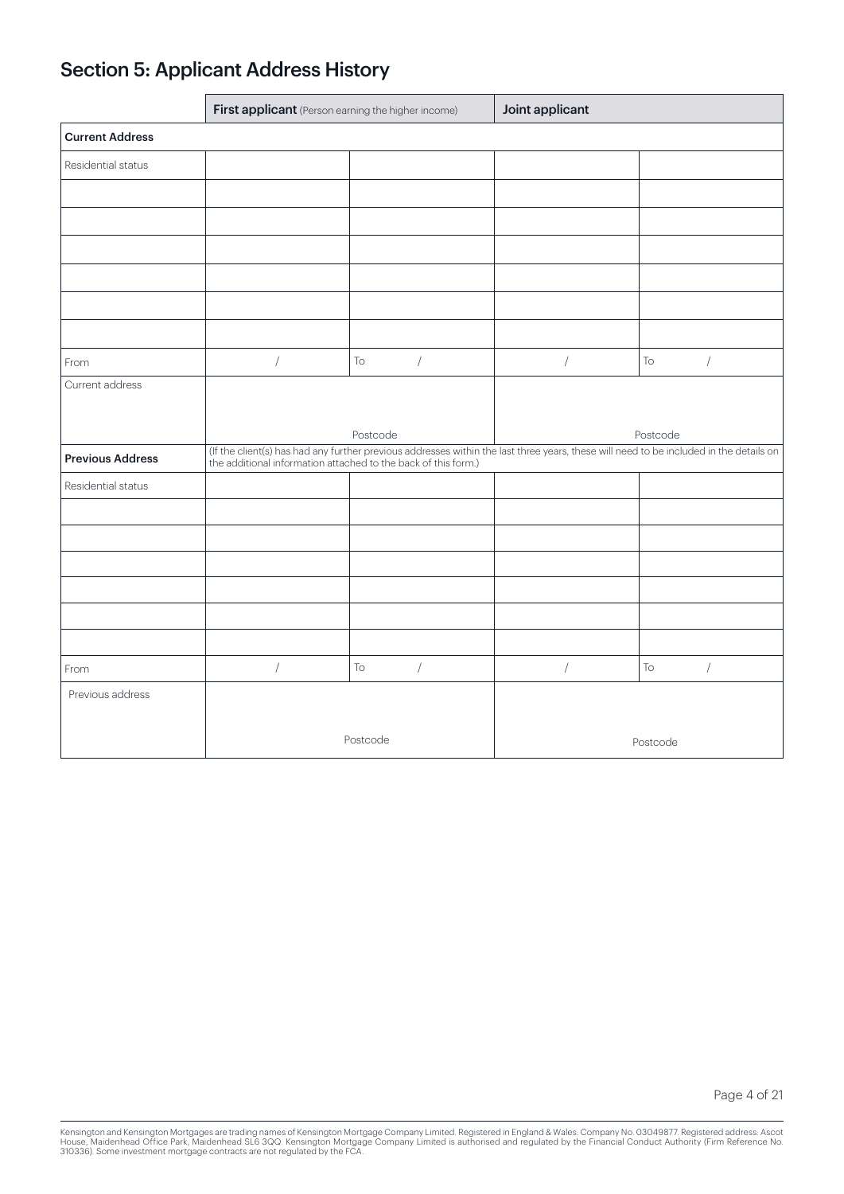# Section 5: Applicant Address History

| | **First applicant** (Person earning the higher income) | | **Joint applicant** | |
|---|---|---|---|---|
| **Current Address** | | | | |
| Residential status | | | | |
| | | | | |
| | | | | |
| | | | | |
| | | | | |
| | | | | |
| | | | | |
| From | / | To / | / | To / |
| Current address | Postcode | | Postcode | |
| **Previous Address** | (If the client(s) has had any further previous addresses within the last three years, these will need to be included in the details on the additional information attached to the back of this form.) | | | |
| Residential status | | | | |
| | | | | |
| | | | | |
| | | | | |
| | | | | |
| | | | | |
| | | | | |
| From | / | To / | / | To / |
| Previous address | Postcode | | Postcode | |

Kensington and Kensington Mortgages are trading names of Kensington Mortgage Company Limited. Registered in England & Wales: Company No. 03049877. Registered address: Ascot House, Maidenhead Office Park, Maidenhead SL6 3QQ. Kensington Mortgage Company Limited is authorised and regulated by the Financial Conduct Authority (Firm Reference No. 310336). Some investment mortgage contracts are not regulated by the FCA.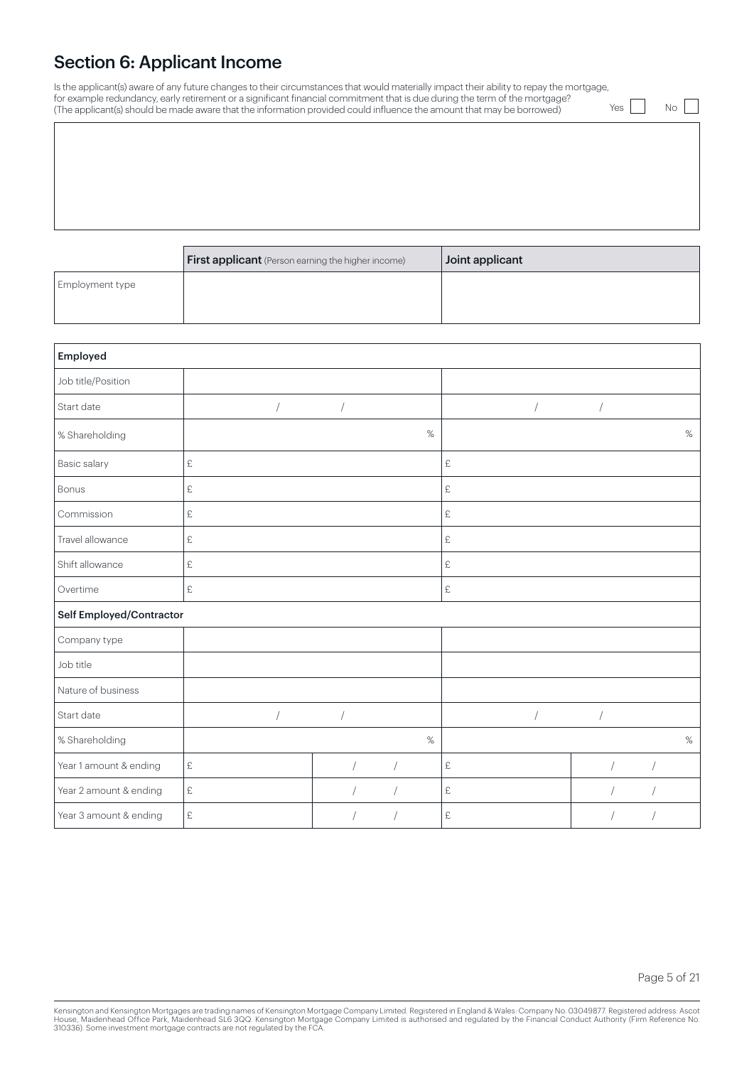## Section 6: Applicant Income

Is the applicant(s) aware of any future changes to their circumstances that would materially impact their ability to repay the mortgage, for example redundancy, early retirement or a significant financial commitment that is due during the term of the mortgage? (The applicant(s) should be made aware that the information provided could influence the amount that may be borrowed)

Yes ☐ No ☐

| | **First applicant** (Person earning the higher income) | **Joint applicant** |
|---|---|---|
| Employment type | | |

| **Employed** | | | | |
|---|---|---|---|---|
| Job title/Position | | | | |
| Start date | / / | | / / | |
| % Shareholding | % | | % | |
| Basic salary | £ | | £ | |
| Bonus | £ | | £ | |
| Commission | £ | | £ | |
| Travel allowance | £ | | £ | |
| Shift allowance | £ | | £ | |
| Overtime | £ | | £ | |
| **Self Employed/Contractor** | | | | |
| Company type | | | | |
| Job title | | | | |
| Nature of business | | | | |
| Start date | / / | | / / | |
| % Shareholding | % | | % | |
| Year 1 amount & ending | £ | / / | £ | / / |
| Year 2 amount & ending | £ | / / | £ | / / |
| Year 3 amount & ending | £ | / / | £ | / / |

Kensington and Kensington Mortgages are trading names of Kensington Mortgage Company Limited. Registered in England & Wales: Company No. 03049877. Registered address: Ascot House, Maidenhead Office Park, Maidenhead SL6 3QQ. Kensington Mortgage Company Limited is authorised and regulated by the Financial Conduct Authority (Firm Reference No. 310336). Some investment mortgage contracts are not regulated by the FCA.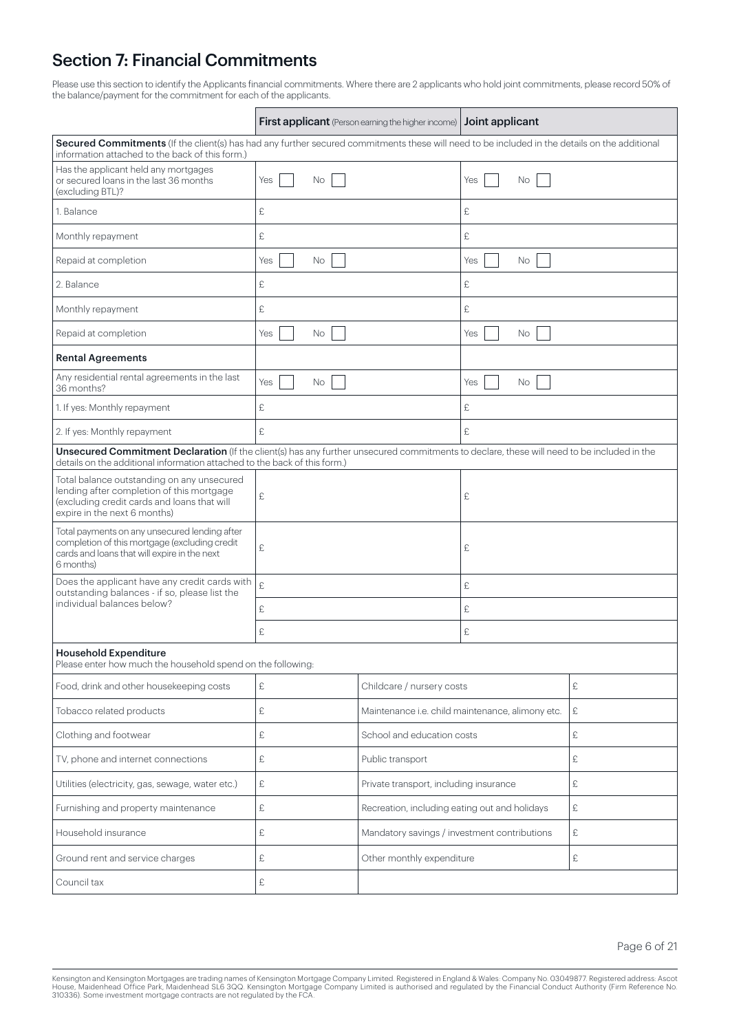## Section 7: Financial Commitments

Please use this section to identify the Applicants financial commitments. Where there are 2 applicants who hold joint commitments, please record 50% of the balance/payment for the commitment for each of the applicants.

| | **First applicant** (Person earning the higher income) | **Joint applicant** |
|---|---|---|
| **Secured Commitments** (If the client(s) has had any further secured commitments these will need to be included in the details on the additional information attached to the back of this form.) | | |
| Has the applicant held any mortgages or secured loans in the last 36 months (excluding BTL)? | Yes ☐ No ☐ | Yes ☐ No ☐ |
| 1. Balance | £ | £ |
| Monthly repayment | £ | £ |
| Repaid at completion | Yes ☐ No ☐ | Yes ☐ No ☐ |
| 2. Balance | £ | £ |
| Monthly repayment | £ | £ |
| Repaid at completion | Yes ☐ No ☐ | Yes ☐ No ☐ |
| **Rental Agreements** | | |
| Any residential rental agreements in the last 36 months? | Yes ☐ No ☐ | Yes ☐ No ☐ |
| 1. If yes: Monthly repayment | £ | £ |
| 2. If yes: Monthly repayment | £ | £ |
| **Unsecured Commitment Declaration** (If the client(s) has any further unsecured commitments to declare, these will need to be included in the details on the additional information attached to the back of this form.) | | |
| Total balance outstanding on any unsecured lending after completion of this mortgage (excluding credit cards and loans that will expire in the next 6 months) | £ | £ |
| Total payments on any unsecured lending after completion of this mortgage (excluding credit cards and loans that will expire in the next 6 months) | £ | £ |
| Does the applicant have any credit cards with outstanding balances - if so, please list the individual balances below? | £ | £ |
| | £ | £ |
| | £ | £ |

**Household Expenditure**
Please enter how much the household spend on the following:

| | | | |
|---|---|---|---|
| Food, drink and other housekeeping costs | £ | Childcare / nursery costs | £ |
| Tobacco related products | £ | Maintenance i.e. child maintenance, alimony etc. | £ |
| Clothing and footwear | £ | School and education costs | £ |
| TV, phone and internet connections | £ | Public transport | £ |
| Utilities (electricity, gas, sewage, water etc.) | £ | Private transport, including insurance | £ |
| Furnishing and property maintenance | £ | Recreation, including eating out and holidays | £ |
| Household insurance | £ | Mandatory savings / investment contributions | £ |
| Ground rent and service charges | £ | Other monthly expenditure | £ |
| Council tax | £ | | |

Kensington and Kensington Mortgages are trading names of Kensington Mortgage Company Limited. Registered in England & Wales: Company No. 03049877. Registered address: Ascot House, Maidenhead Office Park, Maidenhead SL6 3QQ. Kensington Mortgage Company Limited is authorised and regulated by the Financial Conduct Authority (Firm Reference No. 310336). Some investment mortgage contracts are not regulated by the FCA.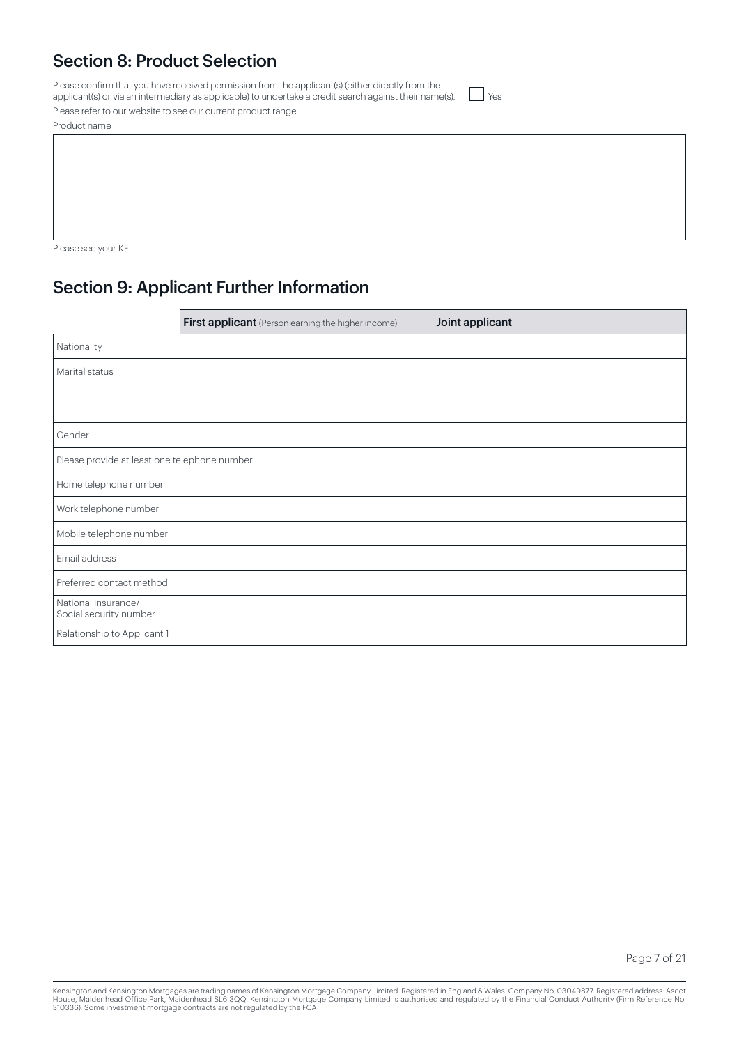## Section 8: Product Selection

Please confirm that you have received permission from the applicant(s) (either directly from the applicant(s) or via an intermediary as applicable) to undertake a credit search against their name(s). ☐ Yes

Please refer to our website to see our current product range

Product name

| |
|---|
| |

Please see your KFI

## Section 9: Applicant Further Information

| | **First applicant** (Person earning the higher income) | **Joint applicant** |
|---|---|---|
| Nationality | | |
| Marital status | | |
| Gender | | |
| Please provide at least one telephone number | | |
| Home telephone number | | |
| Work telephone number | | |
| Mobile telephone number | | |
| Email address | | |
| Preferred contact method | | |
| National insurance/ Social security number | | |
| Relationship to Applicant 1 | | |

Kensington and Kensington Mortgages are trading names of Kensington Mortgage Company Limited. Registered in England & Wales: Company No. 03049877. Registered address: Ascot House, Maidenhead Office Park, Maidenhead SL6 3QQ. Kensington Mortgage Company Limited is authorised and regulated by the Financial Conduct Authority (Firm Reference No. 310336). Some investment mortgage contracts are not regulated by the FCA.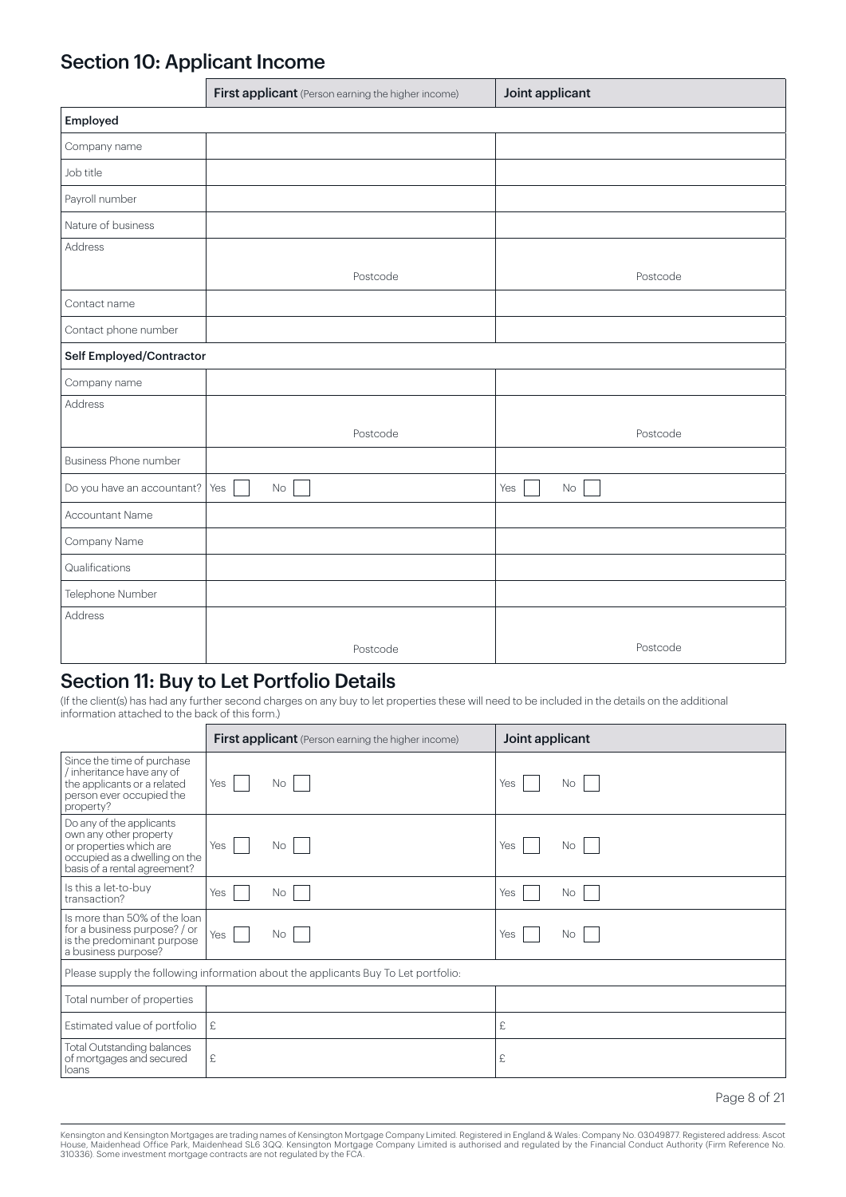## Section 10: Applicant Income

| | **First applicant** (Person earning the higher income) | **Joint applicant** |
|---|---|---|
| **Employed** | | |
| Company name | | |
| Job title | | |
| Payroll number | | |
| Nature of business | | |
| Address | Postcode | Postcode |
| Contact name | | |
| Contact phone number | | |
| **Self Employed/Contractor** | | |
| Company name | | |
| Address | Postcode | Postcode |
| Business Phone number | | |
| Do you have an accountant? | Yes ☐ No ☐ | Yes ☐ No ☐ |
| Accountant Name | | |
| Company Name | | |
| Qualifications | | |
| Telephone Number | | |
| Address | Postcode | Postcode |

## Section 11: Buy to Let Portfolio Details

(If the client(s) has had any further second charges on any buy to let properties these will need to be included in the details on the additional information attached to the back of this form.)

| | **First applicant** (Person earning the higher income) | **Joint applicant** |
|---|---|---|
| Since the time of purchase / inheritance have any of the applicants or a related person ever occupied the property? | Yes ☐ No ☐ | Yes ☐ No ☐ |
| Do any of the applicants own any other property or properties which are occupied as a dwelling on the basis of a rental agreement? | Yes ☐ No ☐ | Yes ☐ No ☐ |
| Is this a let-to-buy transaction? | Yes ☐ No ☐ | Yes ☐ No ☐ |
| Is more than 50% of the loan for a business purpose? / or is the predominant purpose a business purpose? | Yes ☐ No ☐ | Yes ☐ No ☐ |
| Please supply the following information about the applicants Buy To Let portfolio: | | |
| Total number of properties | | |
| Estimated value of portfolio | £ | £ |
| Total Outstanding balances of mortgages and secured loans | £ | £ |

Kensington and Kensington Mortgages are trading names of Kensington Mortgage Company Limited. Registered in England & Wales: Company No. 03049877. Registered address: Ascot House, Maidenhead Office Park, Maidenhead SL6 3QQ. Kensington Mortgage Company Limited is authorised and regulated by the Financial Conduct Authority (Firm Reference No. 310336). Some investment mortgage contracts are not regulated by the FCA.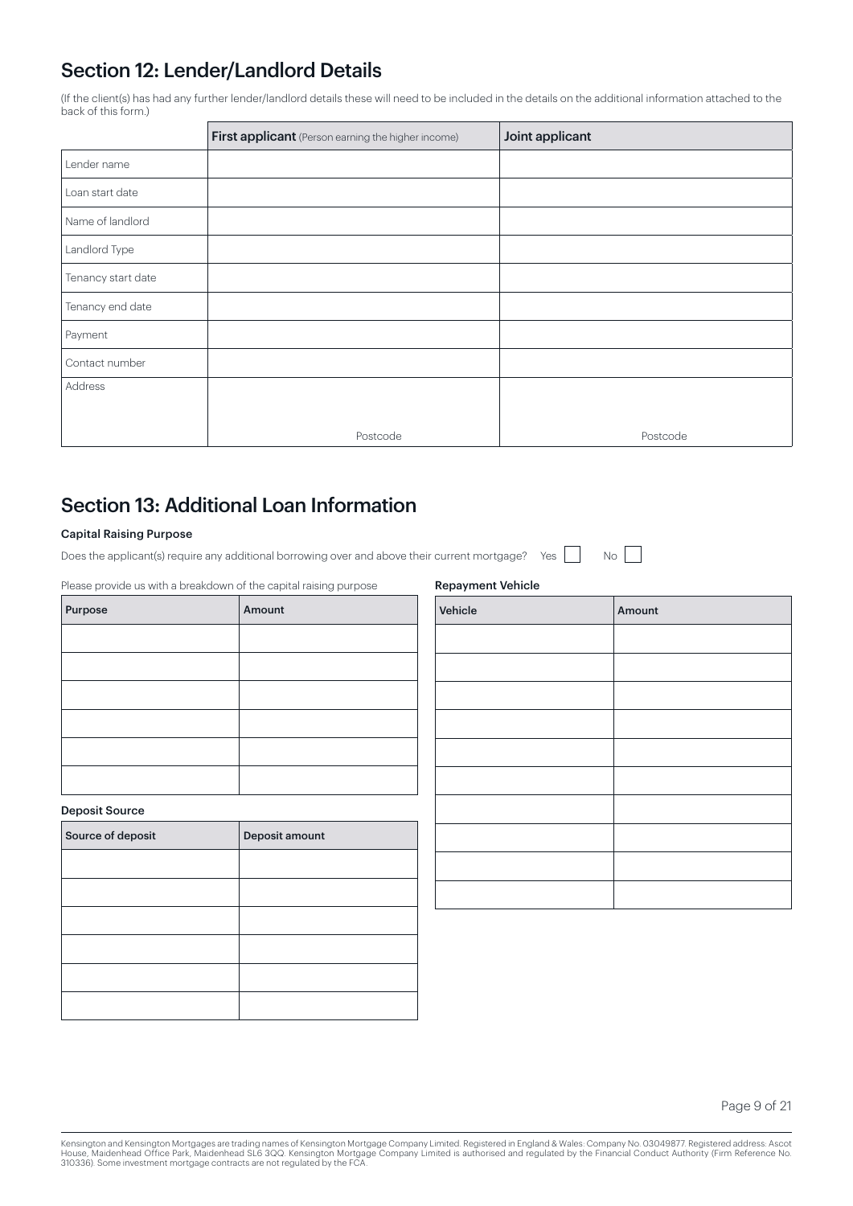## Section 12: Lender/Landlord Details

(If the client(s) has had any further lender/landlord details these will need to be included in the details on the additional information attached to the back of this form.)

| | **First applicant** (Person earning the higher income) | **Joint applicant** |
|---|---|---|
| Lender name | | |
| Loan start date | | |
| Name of landlord | | |
| Landlord Type | | |
| Tenancy start date | | |
| Tenancy end date | | |
| Payment | | |
| Contact number | | |
| Address<br><br>&nbsp; | <br><br>Postcode | <br><br>Postcode |

## Section 13: Additional Loan Information

### Capital Raising Purpose

Does the applicant(s) require any additional borrowing over and above their current mortgage? Yes ☐ No ☐

Please provide us with a breakdown of the capital raising purpose

| Purpose | Amount |
|---|---|
| | |
| | |
| | |
| | |
| | |
| | |

### Deposit Source

| Source of deposit | Deposit amount |
|---|---|
| | |
| | |
| | |
| | |
| | |
| | |

### Repayment Vehicle

| Vehicle | Amount |
|---|---|
| | |
| | |
| | |
| | |
| | |
| | |
| | |
| | |
| | |
| | |

Kensington and Kensington Mortgages are trading names of Kensington Mortgage Company Limited. Registered in England & Wales: Company No. 03049877. Registered address: Ascot House, Maidenhead Office Park, Maidenhead SL6 3QQ. Kensington Mortgage Company Limited is authorised and regulated by the Financial Conduct Authority (Firm Reference No. 310336). Some investment mortgage contracts are not regulated by the FCA.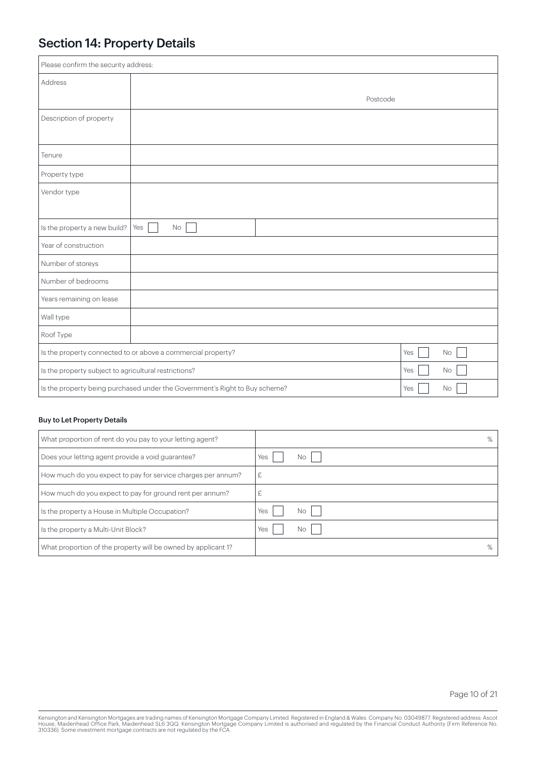## Section 14: Property Details

| Please confirm the security address: | | |
|---|---|---|
| Address | Postcode | |
| Description of property | | |
| Tenure | | |
| Property type | | |
| Vendor type | | |
| Is the property a new build? | Yes ☐ No ☐ | |
| Year of construction | | |
| Number of storeys | | |
| Number of bedrooms | | |
| Years remaining on lease | | |
| Wall type | | |
| Roof Type | | |
| Is the property connected to or above a commercial property? | | Yes ☐ No ☐ |
| Is the property subject to agricultural restrictions? | | Yes ☐ No ☐ |
| Is the property being purchased under the Government's Right to Buy scheme? | | Yes ☐ No ☐ |

**Buy to Let Property Details**

| Question | Answer |
|---|---|
| What proportion of rent do you pay to your letting agent? | % |
| Does your letting agent provide a void guarantee? | Yes ☐ No ☐ |
| How much do you expect to pay for service charges per annum? | £ |
| How much do you expect to pay for ground rent per annum? | £ |
| Is the property a House in Multiple Occupation? | Yes ☐ No ☐ |
| Is the property a Multi-Unit Block? | Yes ☐ No ☐ |
| What proportion of the property will be owned by applicant 1? | % |

Kensington and Kensington Mortgages are trading names of Kensington Mortgage Company Limited. Registered in England & Wales: Company No. 03049877. Registered address: Ascot House, Maidenhead Office Park, Maidenhead SL6 3QQ. Kensington Mortgage Company Limited is authorised and regulated by the Financial Conduct Authority (Firm Reference No. 310336). Some investment mortgage contracts are not regulated by the FCA.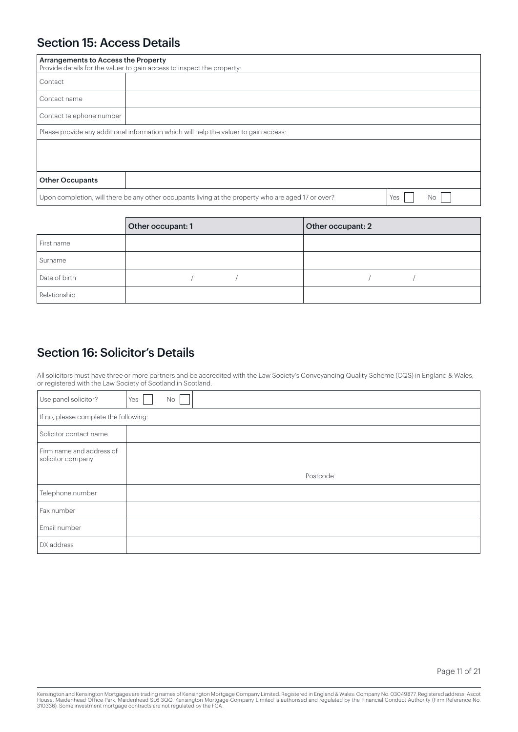## Section 15: Access Details

| **Arrangements to Access the Property**<br>Provide details for the valuer to gain access to inspect the property: | |
|---|---|
| Contact | |
| Contact name | |
| Contact telephone number | |
| Please provide any additional information which will help the valuer to gain access: | |
| | |
| **Other Occupants** | |
| Upon completion, will there be any other occupants living at the property who are aged 17 or over? | Yes ☐ No ☐ |

| | **Other occupant: 1** | **Other occupant: 2** |
|---|---|---|
| First name | | |
| Surname | | |
| Date of birth | / / | / / |
| Relationship | | |

## Section 16: Solicitor's Details

All solicitors must have three or more partners and be accredited with the Law Society's Conveyancing Quality Scheme (CQS) in England & Wales, or registered with the Law Society of Scotland in Scotland.

| Use panel solicitor? | Yes ☐ No ☐ |
|---|---|
| If no, please complete the following: | |
| Solicitor contact name | |
| Firm name and address of solicitor company | Postcode |
| Telephone number | |
| Fax number | |
| Email number | |
| DX address | |

Kensington and Kensington Mortgages are trading names of Kensington Mortgage Company Limited. Registered in England & Wales: Company No. 03049877. Registered address: Ascot House, Maidenhead Office Park, Maidenhead SL6 3QQ. Kensington Mortgage Company Limited is authorised and regulated by the Financial Conduct Authority (Firm Reference No. 310336). Some investment mortgage contracts are not regulated by the FCA.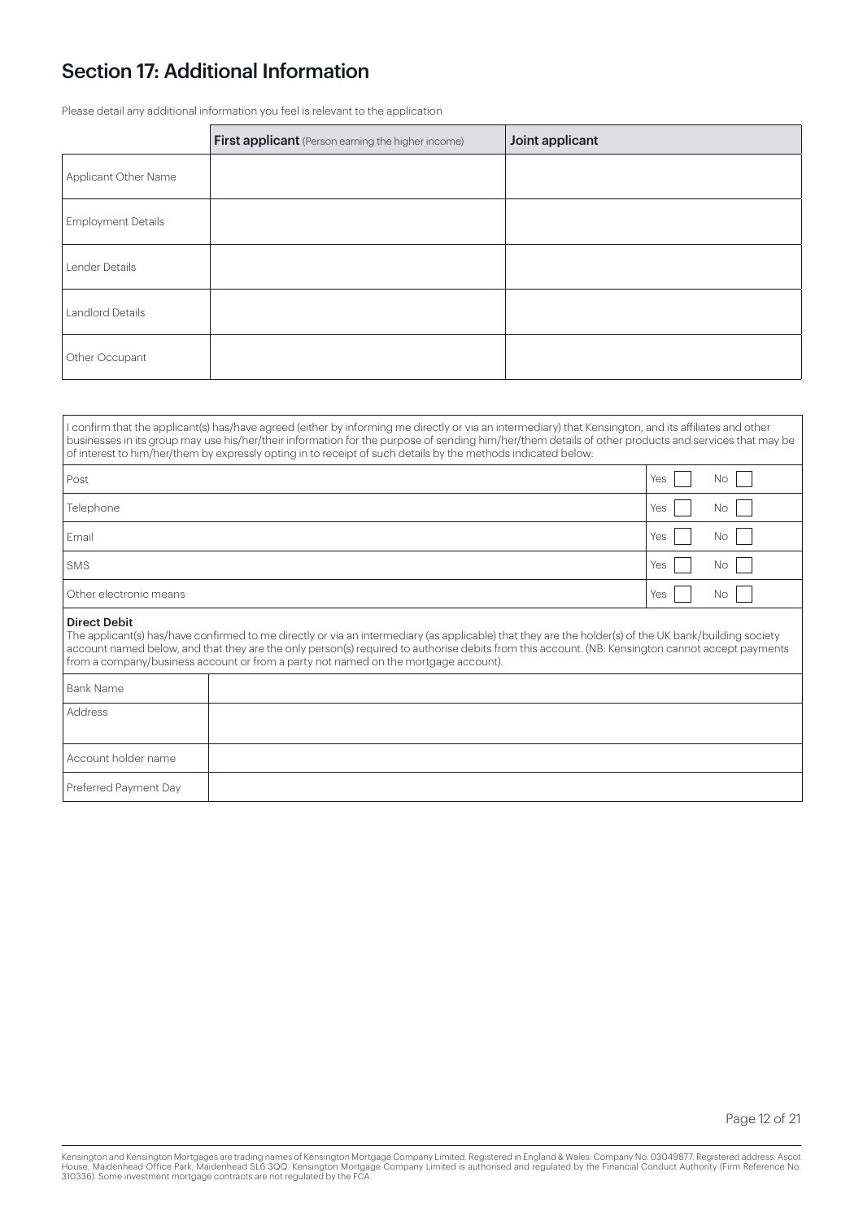## Section 17: Additional Information

Please detail any additional information you feel is relevant to the application

| | **First applicant** (Person earning the higher income) | **Joint applicant** |
|---|---|---|
| Applicant Other Name | | |
| Employment Details | | |
| Lender Details | | |
| Landlord Details | | |
| Other Occupant | | |

I confirm that the applicant(s) has/have agreed (either by informing me directly or via an intermediary) that Kensington, and its affiliates and other businesses in its group may use his/her/their information for the purpose of sending him/her/them details of other products and services that may be of interest to him/her/them by expressly opting in to receipt of such details by the methods indicated below:

| | | |
|---|---|---|
| Post | Yes ☐ | No ☐ |
| Telephone | Yes ☐ | No ☐ |
| Email | Yes ☐ | No ☐ |
| SMS | Yes ☐ | No ☐ |
| Other electronic means | Yes ☐ | No ☐ |

**Direct Debit**

The applicant(s) has/have confirmed to me directly or via an intermediary (as applicable) that they are the holder(s) of the UK bank/building society account named below, and that they are the only person(s) required to authorise debits from this account. (NB: Kensington cannot accept payments from a company/business account or from a party not named on the mortgage account).

| | |
|---|---|
| Bank Name | |
| Address | |
| Account holder name | |
| Preferred Payment Day | |

Kensington and Kensington Mortgages are trading names of Kensington Mortgage Company Limited. Registered in England & Wales: Company No. 03049877. Registered address: Ascot House, Maidenhead Office Park, Maidenhead SL6 3QQ. Kensington Mortgage Company Limited is authorised and regulated by the Financial Conduct Authority (Firm Reference No. 310336). Some investment mortgage contracts are not regulated by the FCA.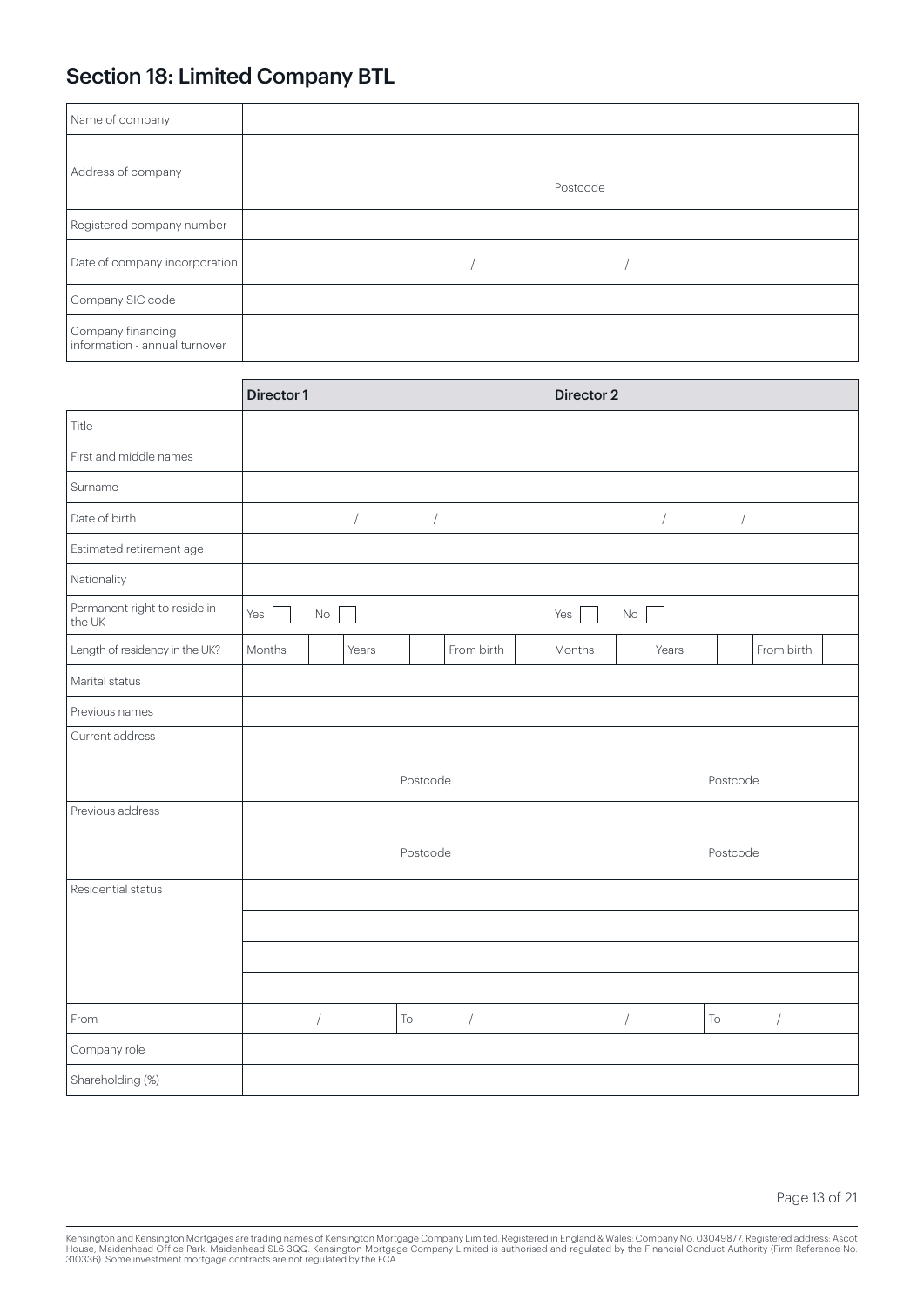## Section 18: Limited Company BTL

| | |
|---|---|
| Name of company | |
| Address of company | Postcode |
| Registered company number | |
| Date of company incorporation | / / |
| Company SIC code | |
| Company financing information - annual turnover | |

| | Director 1 | Director 2 |
|---|---|---|
| Title | | |
| First and middle names | | |
| Surname | | |
| Date of birth | / / | / / |
| Estimated retirement age | | |
| Nationality | | |
| Permanent right to reside in the UK | Yes ☐ No ☐ | Yes ☐ No ☐ |
| Length of residency in the UK? | Months Years From birth | Months Years From birth |
| Marital status | | |
| Previous names | | |
| Current address | Postcode | Postcode |
| Previous address | Postcode | Postcode |
| Residential status | | |
| | | |
| | | |
| | | |
| From | / To / | / To / |
| Company role | | |
| Shareholding (%) | | |

Kensington and Kensington Mortgages are trading names of Kensington Mortgage Company Limited. Registered in England & Wales: Company No. 03049877. Registered address: Ascot House, Maidenhead Office Park, Maidenhead SL6 3QQ. Kensington Mortgage Company Limited is authorised and regulated by the Financial Conduct Authority (Firm Reference No. 310336). Some investment mortgage contracts are not regulated by the FCA.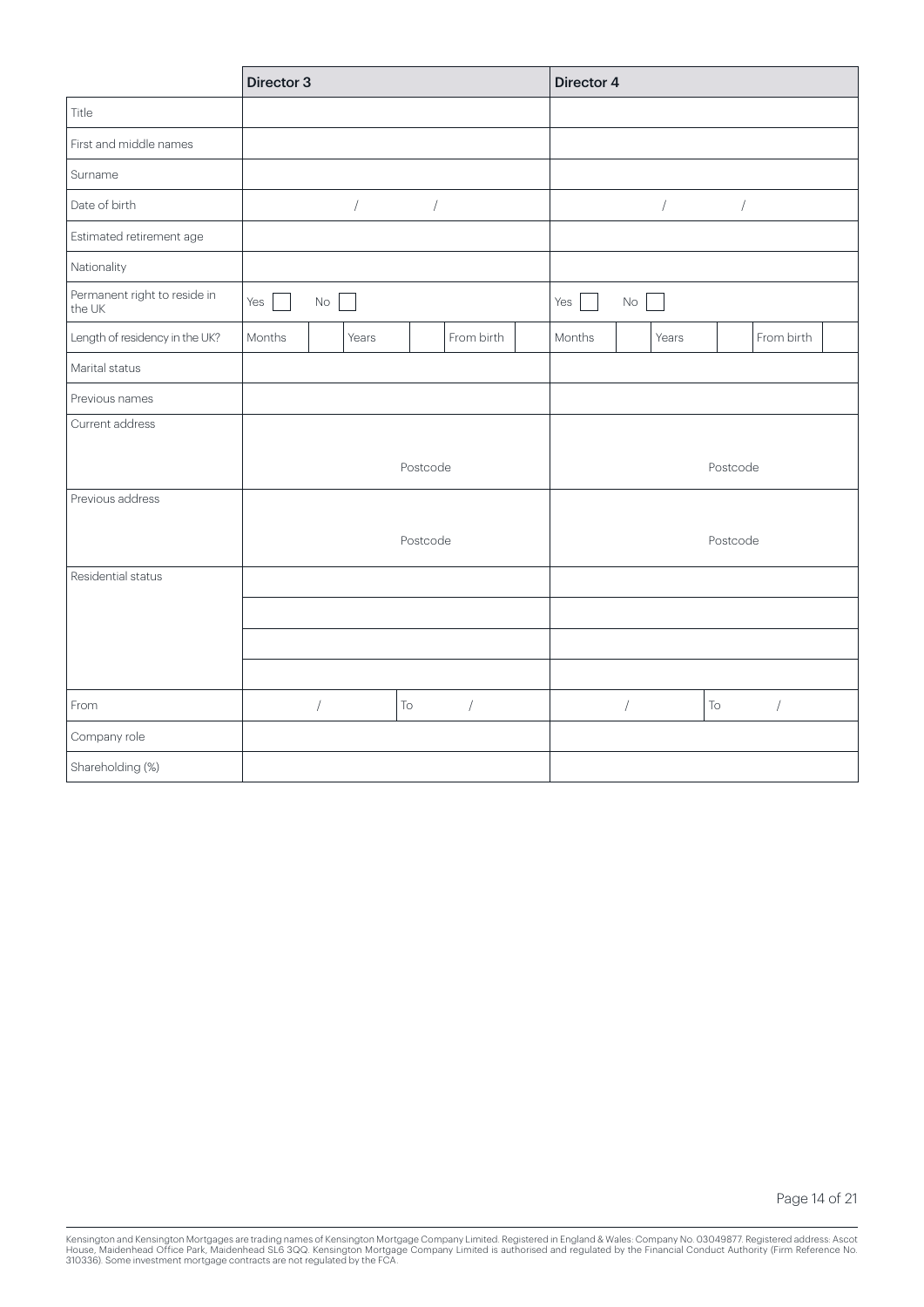| | Director 3 | Director 4 |
|---|---|---|
| Title | | |
| First and middle names | | |
| Surname | | |
| Date of birth | / / | / / |
| Estimated retirement age | | |
| Nationality | | |
| Permanent right to reside in the UK | Yes ☐ No ☐ | Yes ☐ No ☐ |
| Length of residency in the UK? | Months Years From birth | Months Years From birth |
| Marital status | | |
| Previous names | | |
| Current address | Postcode | Postcode |
| Previous address | Postcode | Postcode |
| Residential status | | |
| | | |
| | | |
| | | |
| From | / To / | / To / |
| Company role | | |
| Shareholding (%) | | |

Kensington and Kensington Mortgages are trading names of Kensington Mortgage Company Limited. Registered in England & Wales: Company No. 03049877. Registered address: Ascot House, Maidenhead Office Park, Maidenhead SL6 3QQ. Kensington Mortgage Company Limited is authorised and regulated by the Financial Conduct Authority (Firm Reference No. 310336). Some investment mortgage contracts are not regulated by the FCA.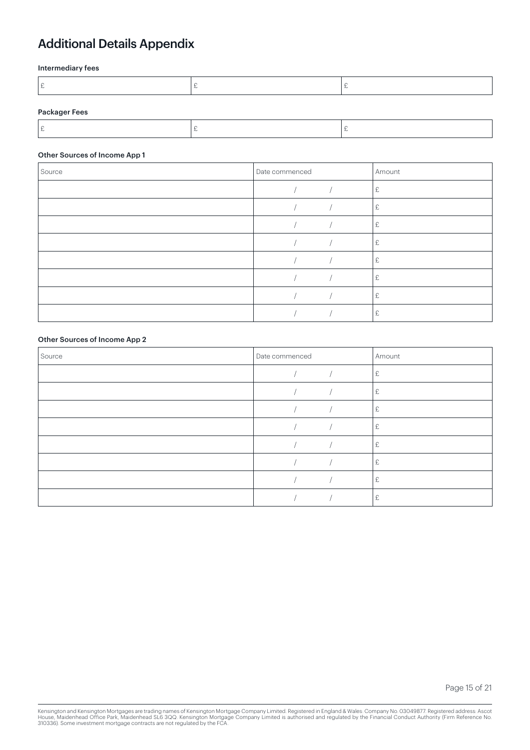# Additional Details Appendix

### Intermediary fees

| £ | £ | £ |
|---|---|---|

### Packager Fees

| £ | £ | £ |
|---|---|---|

### Other Sources of Income App 1

| Source | Date commenced | Amount |
|---|---|---|
| | / / | £ |
| | / / | £ |
| | / / | £ |
| | / / | £ |
| | / / | £ |
| | / / | £ |
| | / / | £ |
| | / / | £ |

### Other Sources of Income App 2

| Source | Date commenced | Amount |
|---|---|---|
| | / / | £ |
| | / / | £ |
| | / / | £ |
| | / / | £ |
| | / / | £ |
| | / / | £ |
| | / / | £ |
| | / / | £ |

Kensington and Kensington Mortgages are trading names of Kensington Mortgage Company Limited. Registered in England & Wales: Company No. 03049877. Registered address: Ascot House, Maidenhead Office Park, Maidenhead SL6 3QQ. Kensington Mortgage Company Limited is authorised and regulated by the Financial Conduct Authority (Firm Reference No. 310336). Some investment mortgage contracts are not regulated by the FCA.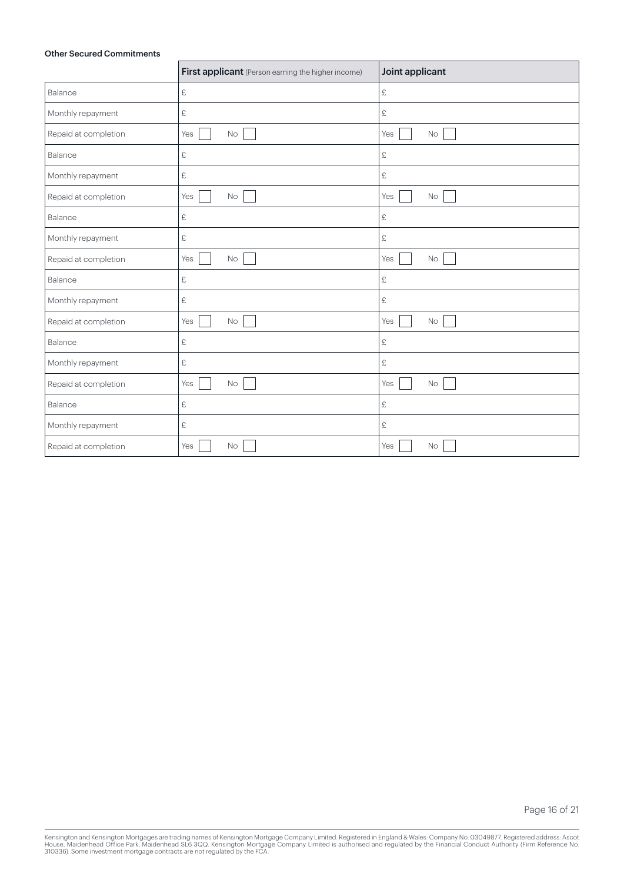**Other Secured Commitments**

| | **First applicant** (Person earning the higher income) | **Joint applicant** |
|---|---|---|
| Balance | £ | £ |
| Monthly repayment | £ | £ |
| Repaid at completion | Yes ☐ No ☐ | Yes ☐ No ☐ |
| Balance | £ | £ |
| Monthly repayment | £ | £ |
| Repaid at completion | Yes ☐ No ☐ | Yes ☐ No ☐ |
| Balance | £ | £ |
| Monthly repayment | £ | £ |
| Repaid at completion | Yes ☐ No ☐ | Yes ☐ No ☐ |
| Balance | £ | £ |
| Monthly repayment | £ | £ |
| Repaid at completion | Yes ☐ No ☐ | Yes ☐ No ☐ |
| Balance | £ | £ |
| Monthly repayment | £ | £ |
| Repaid at completion | Yes ☐ No ☐ | Yes ☐ No ☐ |
| Balance | £ | £ |
| Monthly repayment | £ | £ |
| Repaid at completion | Yes ☐ No ☐ | Yes ☐ No ☐ |

Kensington and Kensington Mortgages are trading names of Kensington Mortgage Company Limited. Registered in England & Wales: Company No. 03049877. Registered address: Ascot House, Maidenhead Office Park, Maidenhead SL6 3QQ. Kensington Mortgage Company Limited is authorised and regulated by the Financial Conduct Authority (Firm Reference No. 310336). Some investment mortgage contracts are not regulated by the FCA.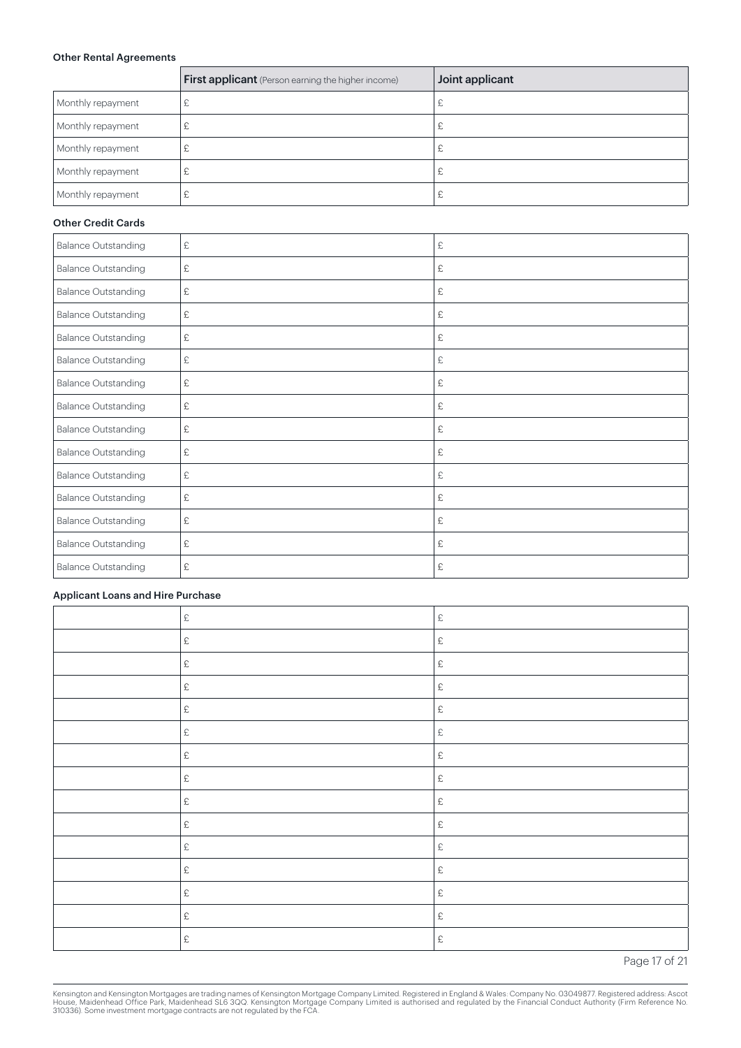#### Other Rental Agreements

| | **First applicant** (Person earning the higher income) | **Joint applicant** |
|---|---|---|
| Monthly repayment | £ | £ |
| Monthly repayment | £ | £ |
| Monthly repayment | £ | £ |
| Monthly repayment | £ | £ |
| Monthly repayment | £ | £ |

#### Other Credit Cards

| | | |
|---|---|---|
| Balance Outstanding | £ | £ |
| Balance Outstanding | £ | £ |
| Balance Outstanding | £ | £ |
| Balance Outstanding | £ | £ |
| Balance Outstanding | £ | £ |
| Balance Outstanding | £ | £ |
| Balance Outstanding | £ | £ |
| Balance Outstanding | £ | £ |
| Balance Outstanding | £ | £ |
| Balance Outstanding | £ | £ |
| Balance Outstanding | £ | £ |
| Balance Outstanding | £ | £ |
| Balance Outstanding | £ | £ |
| Balance Outstanding | £ | £ |
| Balance Outstanding | £ | £ |

#### Applicant Loans and Hire Purchase

| | | |
|---|---|---|
| | £ | £ |
| | £ | £ |
| | £ | £ |
| | £ | £ |
| | £ | £ |
| | £ | £ |
| | £ | £ |
| | £ | £ |
| | £ | £ |
| | £ | £ |
| | £ | £ |
| | £ | £ |
| | £ | £ |
| | £ | £ |
| | £ | £ |

Kensington and Kensington Mortgages are trading names of Kensington Mortgage Company Limited. Registered in England & Wales: Company No. 03049877. Registered address: Ascot House, Maidenhead Office Park, Maidenhead SL6 3QQ. Kensington Mortgage Company Limited is authorised and regulated by the Financial Conduct Authority (Firm Reference No. 310336). Some investment mortgage contracts are not regulated by the FCA.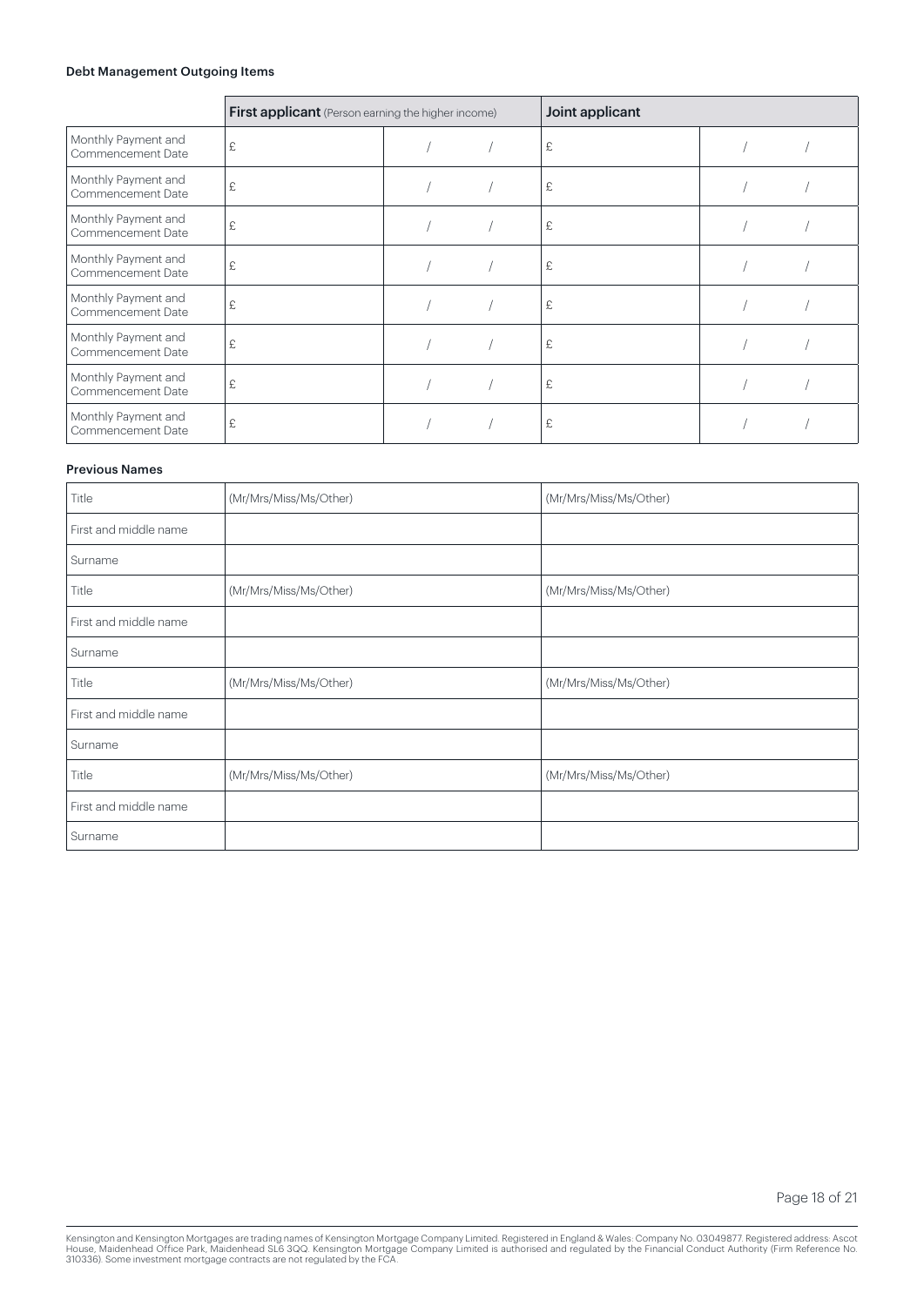### Debt Management Outgoing Items

| | **First applicant** (Person earning the higher income) | | Joint applicant | |
|---|---|---|---|---|
| Monthly Payment and Commencement Date | £ | / / | £ | / / |
| Monthly Payment and Commencement Date | £ | / / | £ | / / |
| Monthly Payment and Commencement Date | £ | / / | £ | / / |
| Monthly Payment and Commencement Date | £ | / / | £ | / / |
| Monthly Payment and Commencement Date | £ | / / | £ | / / |
| Monthly Payment and Commencement Date | £ | / / | £ | / / |
| Monthly Payment and Commencement Date | £ | / / | £ | / / |
| Monthly Payment and Commencement Date | £ | / / | £ | / / |

### Previous Names

| | | |
|---|---|---|
| Title | (Mr/Mrs/Miss/Ms/Other) | (Mr/Mrs/Miss/Ms/Other) |
| First and middle name | | |
| Surname | | |
| Title | (Mr/Mrs/Miss/Ms/Other) | (Mr/Mrs/Miss/Ms/Other) |
| First and middle name | | |
| Surname | | |
| Title | (Mr/Mrs/Miss/Ms/Other) | (Mr/Mrs/Miss/Ms/Other) |
| First and middle name | | |
| Surname | | |
| Title | (Mr/Mrs/Miss/Ms/Other) | (Mr/Mrs/Miss/Ms/Other) |
| First and middle name | | |
| Surname | | |

Kensington and Kensington Mortgages are trading names of Kensington Mortgage Company Limited. Registered in England & Wales: Company No. 03049877. Registered address: Ascot House, Maidenhead Office Park, Maidenhead SL6 3QQ. Kensington Mortgage Company Limited is authorised and regulated by the Financial Conduct Authority (Firm Reference No. 310336). Some investment mortgage contracts are not regulated by the FCA.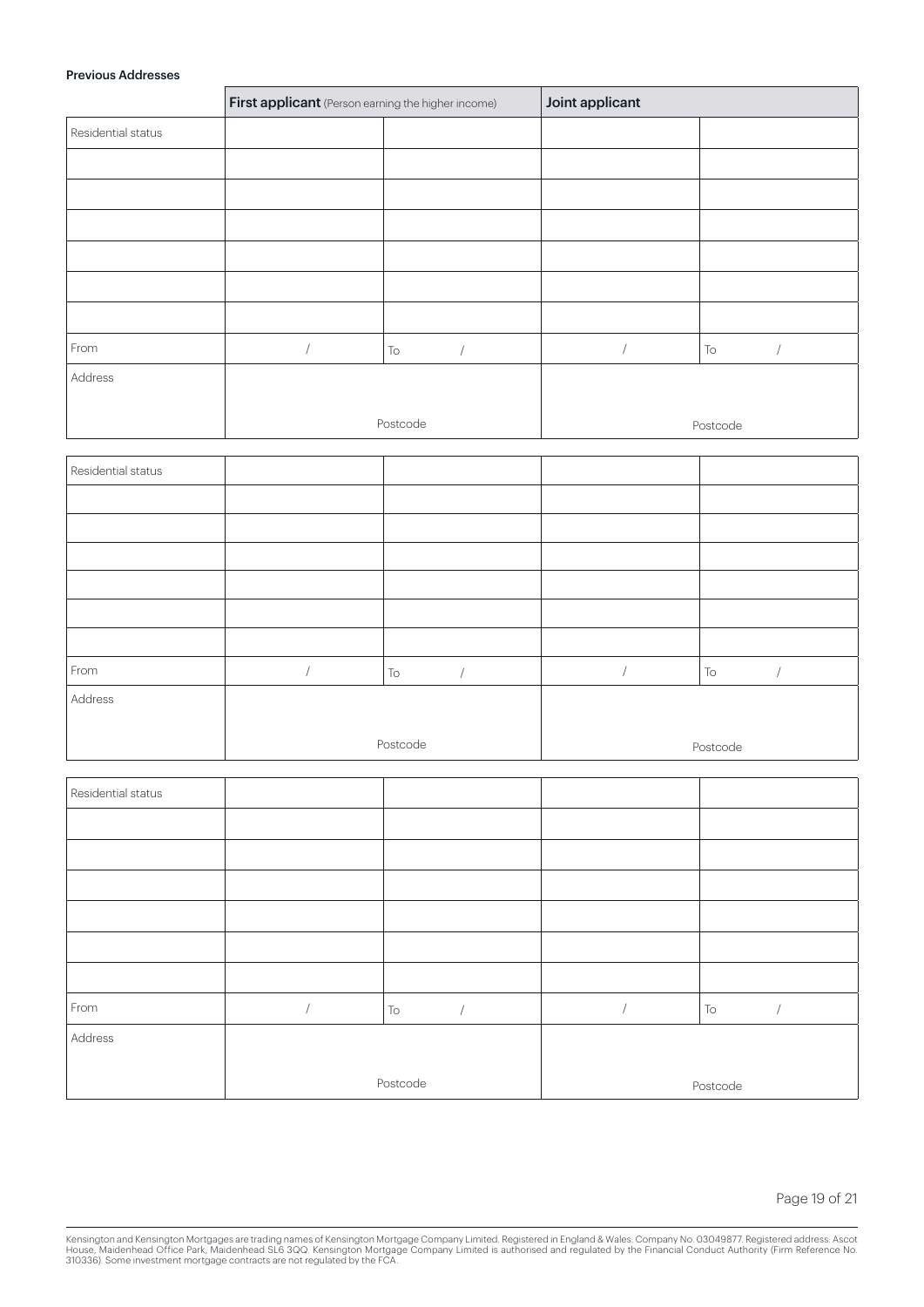**Previous Addresses**

| | First applicant (Person earning the higher income) | | Joint applicant | |
|---|---|---|---|---|
| Residential status | | | | |
| | | | | |
| | | | | |
| | | | | |
| | | | | |
| | | | | |
| | | | | |
| From | / | To / | / | To / |
| Address | Postcode | | Postcode | |

| | | | | |
|---|---|---|---|---|
| Residential status | | | | |
| | | | | |
| | | | | |
| | | | | |
| | | | | |
| | | | | |
| | | | | |
| From | / | To / | / | To / |
| Address | Postcode | | Postcode | |

| | | | | |
|---|---|---|---|---|
| Residential status | | | | |
| | | | | |
| | | | | |
| | | | | |
| | | | | |
| | | | | |
| | | | | |
| From | / | To / | / | To / |
| Address | Postcode | | Postcode | |

Kensington and Kensington Mortgages are trading names of Kensington Mortgage Company Limited. Registered in England & Wales: Company No. 03049877. Registered address: Ascot House, Maidenhead Office Park, Maidenhead SL6 3QQ. Kensington Mortgage Company Limited is authorised and regulated by the Financial Conduct Authority (Firm Reference No. 310336). Some investment mortgage contracts are not regulated by the FCA.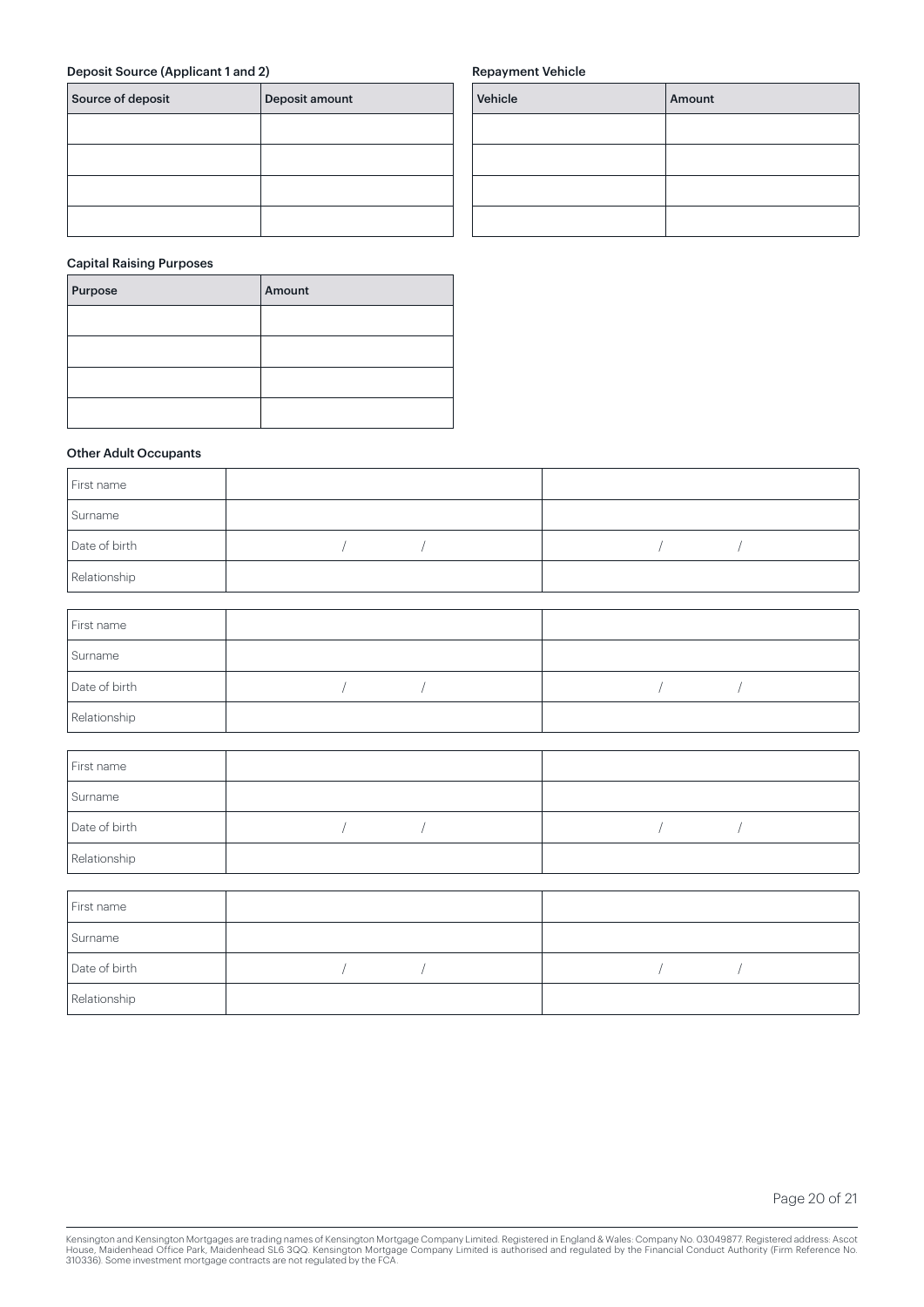### Deposit Source (Applicant 1 and 2)

| Source of deposit | Deposit amount |
| --- | --- |
| | |
| | |
| | |
| | |

### Repayment Vehicle

| Vehicle | Amount |
| --- | --- |
| | |
| | |
| | |
| | |

### Capital Raising Purposes

| Purpose | Amount |
| --- | --- |
| | |
| | |
| | |
| | |

### Other Adult Occupants

| | | |
| --- | --- | --- |
| First name | | |
| Surname | | |
| Date of birth | / / | / / |
| Relationship | | |

| | | |
| --- | --- | --- |
| First name | | |
| Surname | | |
| Date of birth | / / | / / |
| Relationship | | |

| | | |
| --- | --- | --- |
| First name | | |
| Surname | | |
| Date of birth | / / | / / |
| Relationship | | |

| | | |
| --- | --- | --- |
| First name | | |
| Surname | | |
| Date of birth | / / | / / |
| Relationship | | |

Kensington and Kensington Mortgages are trading names of Kensington Mortgage Company Limited. Registered in England & Wales: Company No. 03049877. Registered address: Ascot House, Maidenhead Office Park, Maidenhead SL6 3QQ. Kensington Mortgage Company Limited is authorised and regulated by the Financial Conduct Authority (Firm Reference No. 310336). Some investment mortgage contracts are not regulated by the FCA.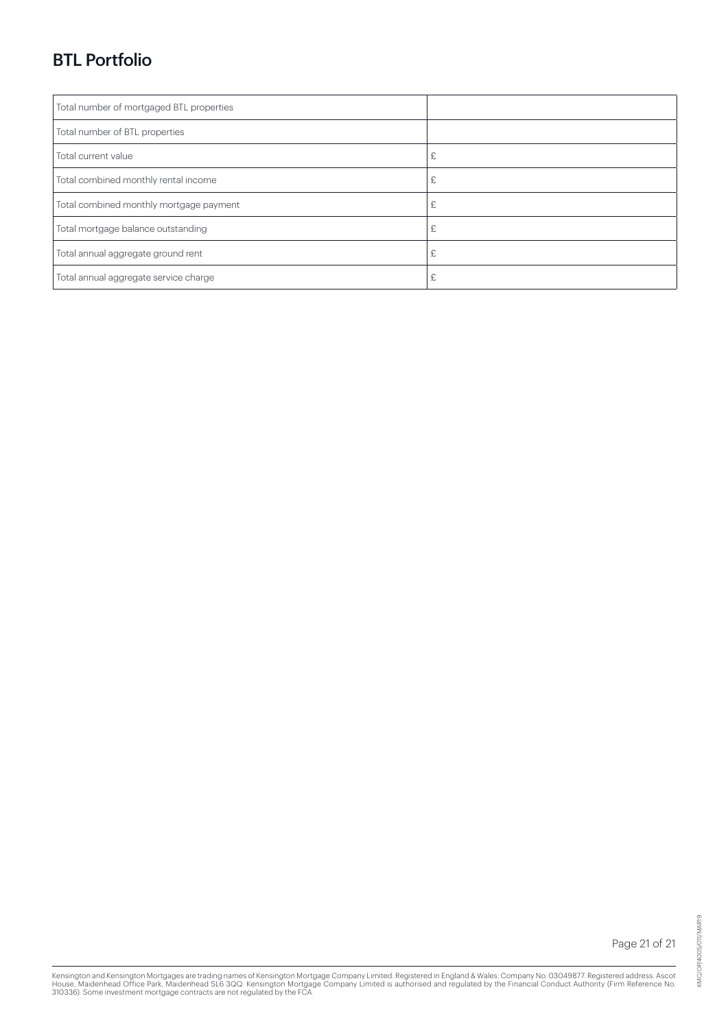## BTL Portfolio

| | |
|---|---|
| Total number of mortgaged BTL properties | |
| Total number of BTL properties | |
| Total current value | £ |
| Total combined monthly rental income | £ |
| Total combined monthly mortgage payment | £ |
| Total mortgage balance outstanding | £ |
| Total annual aggregate ground rent | £ |
| Total annual aggregate service charge | £ |

Kensington and Kensington Mortgages are trading names of Kensington Mortgage Company Limited. Registered in England & Wales: Company No. 03049877. Registered address: Ascot House, Maidenhead Office Park, Maidenhead SL6 3QQ. Kensington Mortgage Company Limited is authorised and regulated by the Financial Conduct Authority (Firm Reference No. 310336). Some investment mortgage contracts are not regulated by the FCA.

KMC/OP4005/011/MAR19